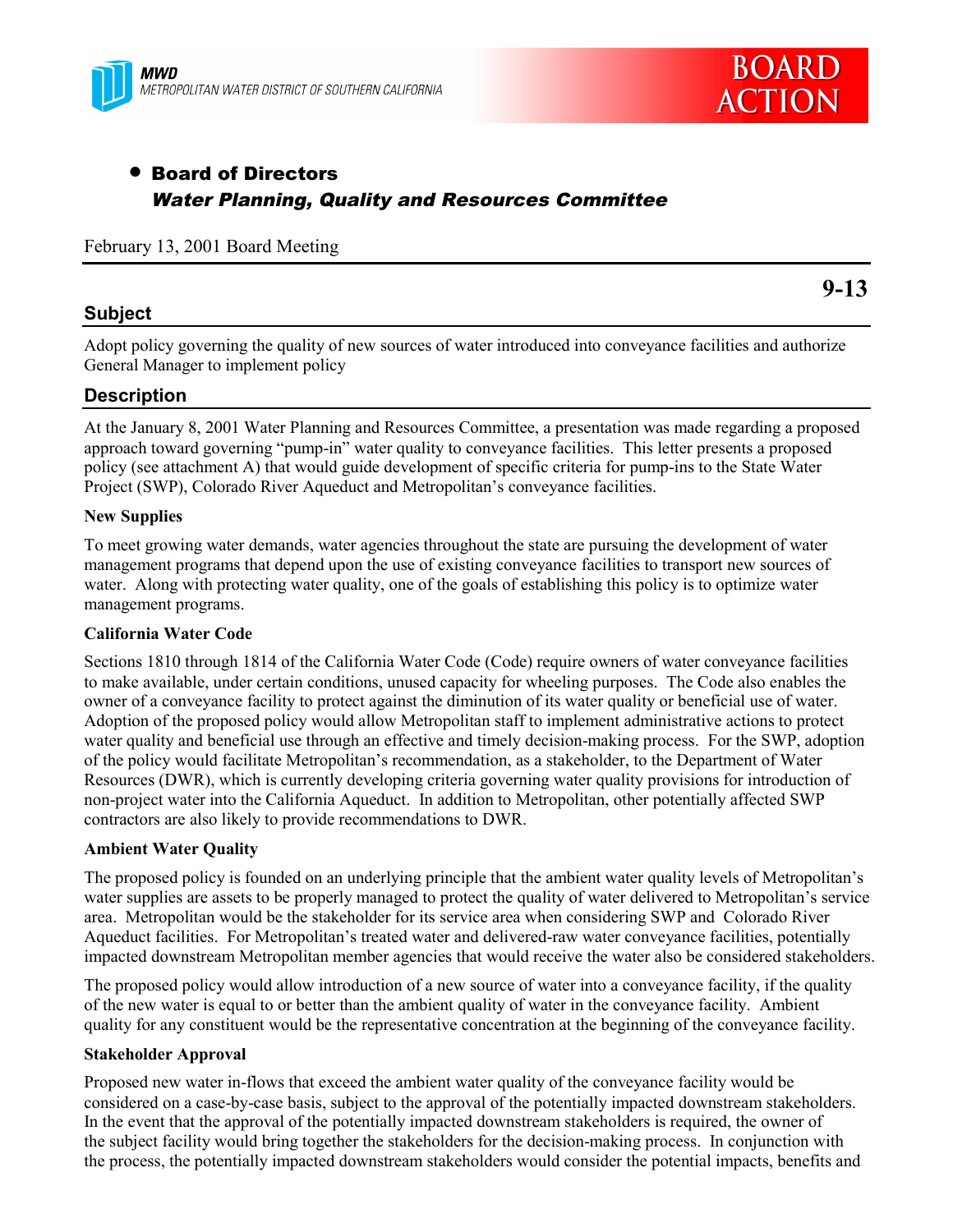MWD
METROPOLITAN WATER DISTRICT OF SOUTHERN CALIFORNIA

BOARD ACTION

- **Board of Directors**
  ***Water Planning, Quality and Resources Committee***

February 13, 2001 Board Meeting

**9-13**

## Subject

Adopt policy governing the quality of new sources of water introduced into conveyance facilities and authorize General Manager to implement policy

## Description

At the January 8, 2001 Water Planning and Resources Committee, a presentation was made regarding a proposed approach toward governing "pump-in" water quality to conveyance facilities. This letter presents a proposed policy (see attachment A) that would guide development of specific criteria for pump-ins to the State Water Project (SWP), Colorado River Aqueduct and Metropolitan's conveyance facilities.

**New Supplies**

To meet growing water demands, water agencies throughout the state are pursuing the development of water management programs that depend upon the use of existing conveyance facilities to transport new sources of water. Along with protecting water quality, one of the goals of establishing this policy is to optimize water management programs.

**California Water Code**

Sections 1810 through 1814 of the California Water Code (Code) require owners of water conveyance facilities to make available, under certain conditions, unused capacity for wheeling purposes. The Code also enables the owner of a conveyance facility to protect against the diminution of its water quality or beneficial use of water. Adoption of the proposed policy would allow Metropolitan staff to implement administrative actions to protect water quality and beneficial use through an effective and timely decision-making process. For the SWP, adoption of the policy would facilitate Metropolitan's recommendation, as a stakeholder, to the Department of Water Resources (DWR), which is currently developing criteria governing water quality provisions for introduction of non-project water into the California Aqueduct. In addition to Metropolitan, other potentially affected SWP contractors are also likely to provide recommendations to DWR.

**Ambient Water Quality**

The proposed policy is founded on an underlying principle that the ambient water quality levels of Metropolitan's water supplies are assets to be properly managed to protect the quality of water delivered to Metropolitan's service area. Metropolitan would be the stakeholder for its service area when considering SWP and Colorado River Aqueduct facilities. For Metropolitan's treated water and delivered-raw water conveyance facilities, potentially impacted downstream Metropolitan member agencies that would receive the water also be considered stakeholders.

The proposed policy would allow introduction of a new source of water into a conveyance facility, if the quality of the new water is equal to or better than the ambient quality of water in the conveyance facility. Ambient quality for any constituent would be the representative concentration at the beginning of the conveyance facility.

**Stakeholder Approval**

Proposed new water in-flows that exceed the ambient water quality of the conveyance facility would be considered on a case-by-case basis, subject to the approval of the potentially impacted downstream stakeholders. In the event that the approval of the potentially impacted downstream stakeholders is required, the owner of the subject facility would bring together the stakeholders for the decision-making process. In conjunction with the process, the potentially impacted downstream stakeholders would consider the potential impacts, benefits and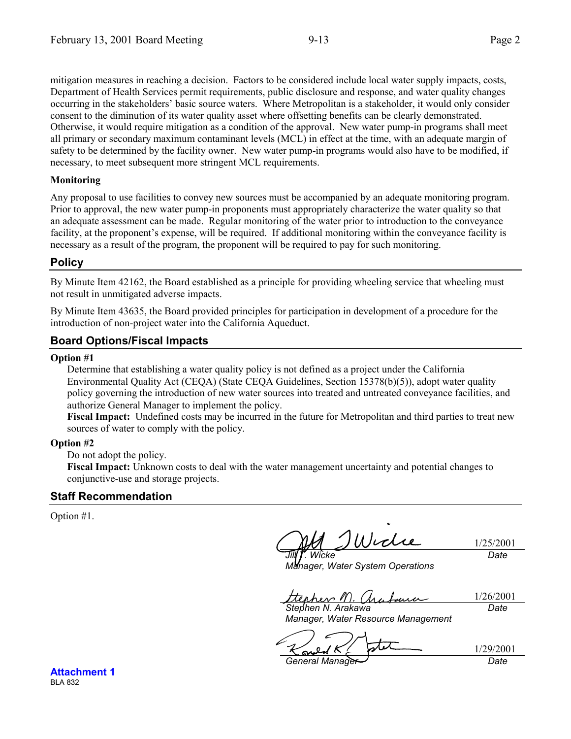mitigation measures in reaching a decision. Factors to be considered include local water supply impacts, costs, Department of Health Services permit requirements, public disclosure and response, and water quality changes occurring in the stakeholders' basic source waters. Where Metropolitan is a stakeholder, it would only consider consent to the diminution of its water quality asset where offsetting benefits can be clearly demonstrated. Otherwise, it would require mitigation as a condition of the approval. New water pump-in programs shall meet all primary or secondary maximum contaminant levels (MCL) in effect at the time, with an adequate margin of safety to be determined by the facility owner. New water pump-in programs would also have to be modified, if necessary, to meet subsequent more stringent MCL requirements.

**Monitoring**

Any proposal to use facilities to convey new sources must be accompanied by an adequate monitoring program. Prior to approval, the new water pump-in proponents must appropriately characterize the water quality so that an adequate assessment can be made. Regular monitoring of the water prior to introduction to the conveyance facility, at the proponent's expense, will be required. If additional monitoring within the conveyance facility is necessary as a result of the program, the proponent will be required to pay for such monitoring.

## Policy

By Minute Item 42162, the Board established as a principle for providing wheeling service that wheeling must not result in unmitigated adverse impacts.

By Minute Item 43635, the Board provided principles for participation in development of a procedure for the introduction of non-project water into the California Aqueduct.

## Board Options/Fiscal Impacts

**Option #1**

Determine that establishing a water quality policy is not defined as a project under the California Environmental Quality Act (CEQA) (State CEQA Guidelines, Section 15378(b)(5)), adopt water quality policy governing the introduction of new water sources into treated and untreated conveyance facilities, and authorize General Manager to implement the policy.
**Fiscal Impact:** Undefined costs may be incurred in the future for Metropolitan and third parties to treat new sources of water to comply with the policy.

**Option #2**

Do not adopt the policy.
**Fiscal Impact:** Unknown costs to deal with the water management uncertainty and potential changes to conjunctive-use and storage projects.

## Staff Recommendation

Option #1.

| | |
|---|---|
| *Jill T. Wicke* <br> *Manager, Water System Operations* | 1/25/2001 <br> *Date* |
| *Stephen N. Arakawa* <br> *Manager, Water Resource Management* | 1/26/2001 <br> *Date* |
| *General Manager* | 1/29/2001 <br> *Date* |

**Attachment 1**

BLA 832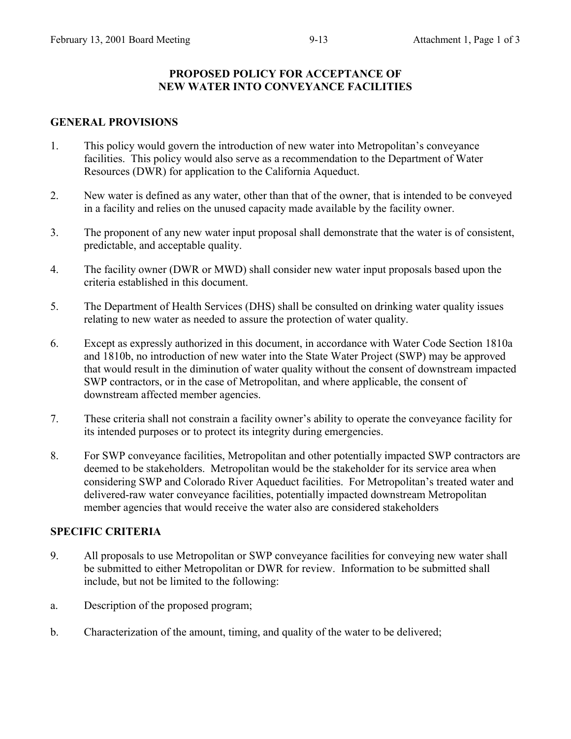**PROPOSED POLICY FOR ACCEPTANCE OF NEW WATER INTO CONVEYANCE FACILITIES**

## GENERAL PROVISIONS

1. This policy would govern the introduction of new water into Metropolitan's conveyance facilities. This policy would also serve as a recommendation to the Department of Water Resources (DWR) for application to the California Aqueduct.

2. New water is defined as any water, other than that of the owner, that is intended to be conveyed in a facility and relies on the unused capacity made available by the facility owner.

3. The proponent of any new water input proposal shall demonstrate that the water is of consistent, predictable, and acceptable quality.

4. The facility owner (DWR or MWD) shall consider new water input proposals based upon the criteria established in this document.

5. The Department of Health Services (DHS) shall be consulted on drinking water quality issues relating to new water as needed to assure the protection of water quality.

6. Except as expressly authorized in this document, in accordance with Water Code Section 1810a and 1810b, no introduction of new water into the State Water Project (SWP) may be approved that would result in the diminution of water quality without the consent of downstream impacted SWP contractors, or in the case of Metropolitan, and where applicable, the consent of downstream affected member agencies.

7. These criteria shall not constrain a facility owner's ability to operate the conveyance facility for its intended purposes or to protect its integrity during emergencies.

8. For SWP conveyance facilities, Metropolitan and other potentially impacted SWP contractors are deemed to be stakeholders. Metropolitan would be the stakeholder for its service area when considering SWP and Colorado River Aqueduct facilities. For Metropolitan's treated water and delivered-raw water conveyance facilities, potentially impacted downstream Metropolitan member agencies that would receive the water also are considered stakeholders

## SPECIFIC CRITERIA

9. All proposals to use Metropolitan or SWP conveyance facilities for conveying new water shall be submitted to either Metropolitan or DWR for review. Information to be submitted shall include, but not be limited to the following:

a. Description of the proposed program;

b. Characterization of the amount, timing, and quality of the water to be delivered;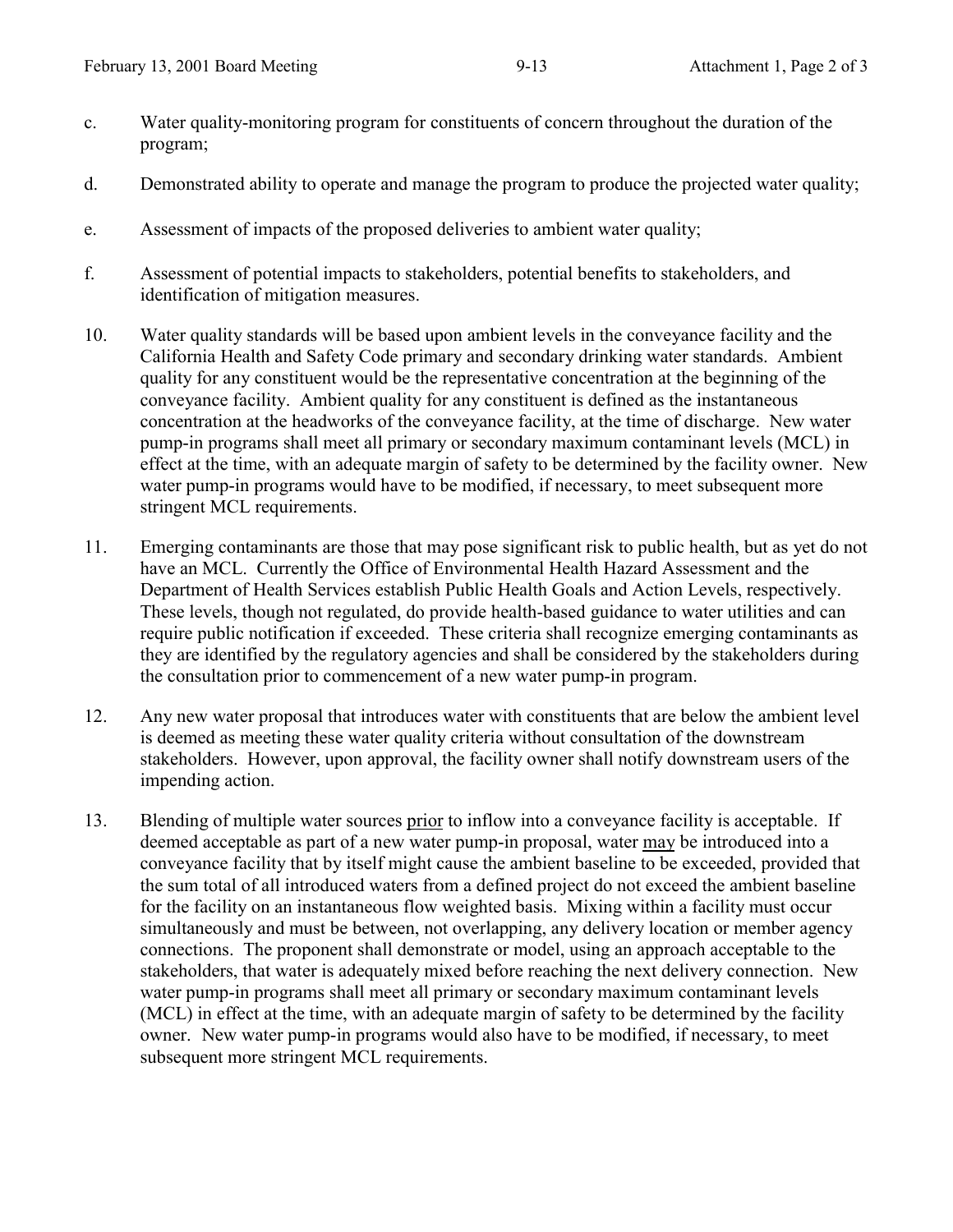c. Water quality-monitoring program for constituents of concern throughout the duration of the program;

d. Demonstrated ability to operate and manage the program to produce the projected water quality;

e. Assessment of impacts of the proposed deliveries to ambient water quality;

f. Assessment of potential impacts to stakeholders, potential benefits to stakeholders, and identification of mitigation measures.

10. Water quality standards will be based upon ambient levels in the conveyance facility and the California Health and Safety Code primary and secondary drinking water standards. Ambient quality for any constituent would be the representative concentration at the beginning of the conveyance facility. Ambient quality for any constituent is defined as the instantaneous concentration at the headworks of the conveyance facility, at the time of discharge. New water pump-in programs shall meet all primary or secondary maximum contaminant levels (MCL) in effect at the time, with an adequate margin of safety to be determined by the facility owner. New water pump-in programs would have to be modified, if necessary, to meet subsequent more stringent MCL requirements.

11. Emerging contaminants are those that may pose significant risk to public health, but as yet do not have an MCL. Currently the Office of Environmental Health Hazard Assessment and the Department of Health Services establish Public Health Goals and Action Levels, respectively. These levels, though not regulated, do provide health-based guidance to water utilities and can require public notification if exceeded. These criteria shall recognize emerging contaminants as they are identified by the regulatory agencies and shall be considered by the stakeholders during the consultation prior to commencement of a new water pump-in program.

12. Any new water proposal that introduces water with constituents that are below the ambient level is deemed as meeting these water quality criteria without consultation of the downstream stakeholders. However, upon approval, the facility owner shall notify downstream users of the impending action.

13. Blending of multiple water sources <u>prior</u> to inflow into a conveyance facility is acceptable. If deemed acceptable as part of a new water pump-in proposal, water <u>may</u> be introduced into a conveyance facility that by itself might cause the ambient baseline to be exceeded, provided that the sum total of all introduced waters from a defined project do not exceed the ambient baseline for the facility on an instantaneous flow weighted basis. Mixing within a facility must occur simultaneously and must be between, not overlapping, any delivery location or member agency connections. The proponent shall demonstrate or model, using an approach acceptable to the stakeholders, that water is adequately mixed before reaching the next delivery connection. New water pump-in programs shall meet all primary or secondary maximum contaminant levels (MCL) in effect at the time, with an adequate margin of safety to be determined by the facility owner. New water pump-in programs would also have to be modified, if necessary, to meet subsequent more stringent MCL requirements.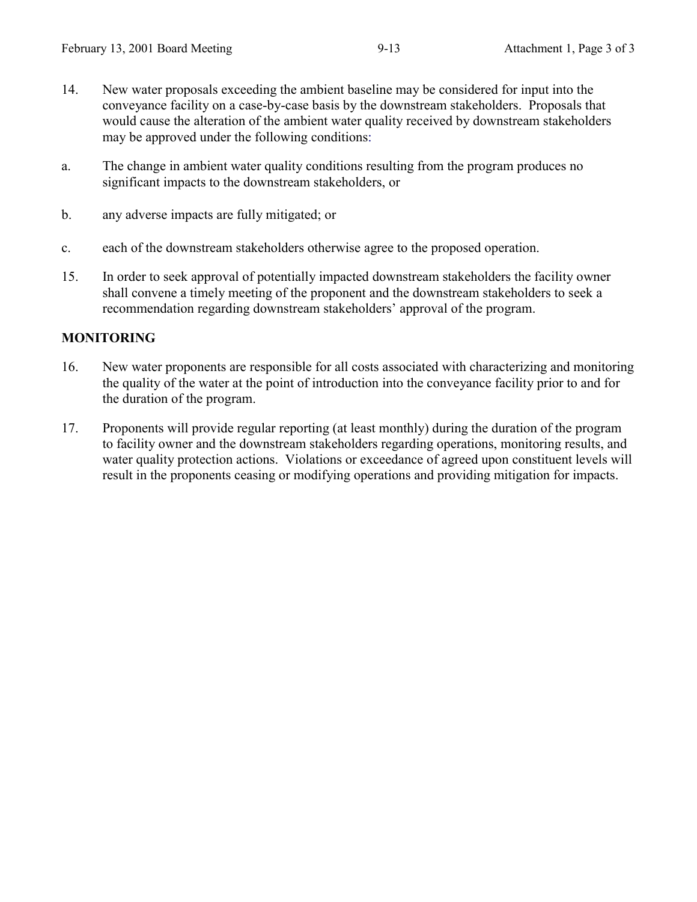14. New water proposals exceeding the ambient baseline may be considered for input into the conveyance facility on a case-by-case basis by the downstream stakeholders. Proposals that would cause the alteration of the ambient water quality received by downstream stakeholders may be approved under the following conditions:

a. The change in ambient water quality conditions resulting from the program produces no significant impacts to the downstream stakeholders, or

b. any adverse impacts are fully mitigated; or

c. each of the downstream stakeholders otherwise agree to the proposed operation.

15. In order to seek approval of potentially impacted downstream stakeholders the facility owner shall convene a timely meeting of the proponent and the downstream stakeholders to seek a recommendation regarding downstream stakeholders' approval of the program.

**MONITORING**

16. New water proponents are responsible for all costs associated with characterizing and monitoring the quality of the water at the point of introduction into the conveyance facility prior to and for the duration of the program.

17. Proponents will provide regular reporting (at least monthly) during the duration of the program to facility owner and the downstream stakeholders regarding operations, monitoring results, and water quality protection actions. Violations or exceedance of agreed upon constituent levels will result in the proponents ceasing or modifying operations and providing mitigation for impacts.